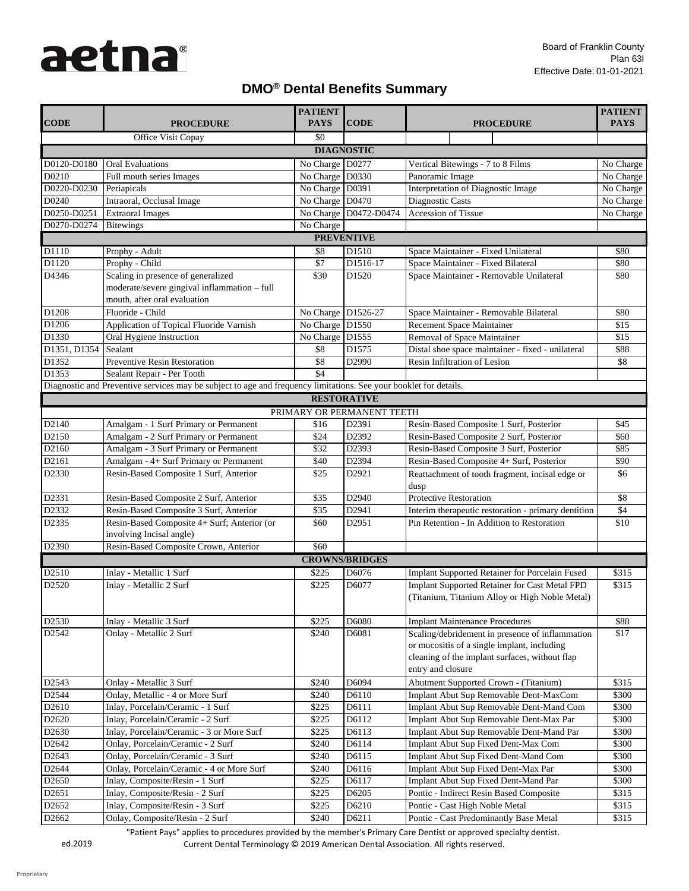Board of Franklin County
Plan 63I
Effective Date: 01-01-2021

# DMO® Dental Benefits Summary

| CODE | PROCEDURE | PATIENT PAYS | CODE | PROCEDURE | PATIENT PAYS |
|---|---|---|---|---|---|
| | Office Visit Copay | $0 | | | |
| | | **DIAGNOSTIC** | | | |
| D0120-D0180 | Oral Evaluations | No Charge | D0277 | Vertical Bitewings - 7 to 8 Films | No Charge |
| D0210 | Full mouth series Images | No Charge | D0330 | Panoramic Image | No Charge |
| D0220-D0230 | Periapicals | No Charge | D0391 | Interpretation of Diagnostic Image | No Charge |
| D0240 | Intraoral, Occlusal Image | No Charge | D0470 | Diagnostic Casts | No Charge |
| D0250-D0251 | Extraoral Images | No Charge | D0472-D0474 | Accession of Tissue | No Charge |
| D0270-D0274 | Bitewings | No Charge | | | |
| | | **PREVENTIVE** | | | |
| D1110 | Prophy - Adult | $8 | D1510 | Space Maintainer - Fixed Unilateral | $80 |
| D1120 | Prophy - Child | $7 | D1516-17 | Space Maintainer - Fixed Bilateral | $80 |
| D4346 | Scaling in presence of generalized moderate/severe gingival inflammation – full mouth, after oral evaluation | $30 | D1520 | Space Maintainer - Removable Unilateral | $80 |
| D1208 | Fluoride - Child | No Charge | D1526-27 | Space Maintainer - Removable Bilateral | $80 |
| D1206 | Application of Topical Fluoride Varnish | No Charge | D1550 | Recement Space Maintainer | $15 |
| D1330 | Oral Hygiene Instruction | No Charge | D1555 | Removal of Space Maintainer | $15 |
| D1351, D1354 | Sealant | $8 | D1575 | Distal shoe space maintainer - fixed - unilateral | $88 |
| D1352 | Preventive Resin Restoration | $8 | D2990 | Resin Infiltration of Lesion | $8 |
| D1353 | Sealant Repair - Per Tooth | $4 | | | |
| Diagnostic and Preventive services may be subject to age and frequency limitations. See your booklet for details. | | | | | |
| | | **RESTORATIVE** | | | |
| | | PRIMARY OR PERMANENT TEETH | | | |
| D2140 | Amalgam - 1 Surf Primary or Permanent | $16 | D2391 | Resin-Based Composite 1 Surf, Posterior | $45 |
| D2150 | Amalgam - 2 Surf Primary or Permanent | $24 | D2392 | Resin-Based Composite 2 Surf, Posterior | $60 |
| D2160 | Amalgam - 3 Surf Primary or Permanent | $32 | D2393 | Resin-Based Composite 3 Surf, Posterior | $85 |
| D2161 | Amalgam - 4+ Surf Primary or Permanent | $40 | D2394 | Resin-Based Composite 4+ Surf, Posterior | $90 |
| D2330 | Resin-Based Composite 1 Surf, Anterior | $25 | D2921 | Reattachment of tooth fragment, incisal edge or dusp | $6 |
| D2331 | Resin-Based Composite 2 Surf, Anterior | $35 | D2940 | Protective Restoration | $8 |
| D2332 | Resin-Based Composite 3 Surf, Anterior | $35 | D2941 | Interim therapeutic restoration - primary dentition | $4 |
| D2335 | Resin-Based Composite 4+ Surf; Anterior (or involving Incisal angle) | $60 | D2951 | Pin Retention - In Addition to Restoration | $10 |
| D2390 | Resin-Based Composite Crown, Anterior | $60 | | | |
| | | **CROWNS/BRIDGES** | | | |
| D2510 | Inlay - Metallic 1 Surf | $225 | D6076 | Implant Supported Retainer for Porcelain Fused | $315 |
| D2520 | Inlay - Metallic 2 Surf | $225 | D6077 | Implant Supported Retainer for Cast Metal FPD (Titanium, Titanium Alloy or High Noble Metal) | $315 |
| D2530 | Inlay - Metallic 3 Surf | $225 | D6080 | Implant Maintenance Procedures | $88 |
| D2542 | Onlay - Metallic 2 Surf | $240 | D6081 | Scaling/debridement in presence of inflammation or mucositis of a single implant, including cleaning of the implant surfaces, without flap entry and closure | $17 |
| D2543 | Onlay - Metallic 3 Surf | $240 | D6094 | Abutment Supported Crown - (Titanium) | $315 |
| D2544 | Onlay, Metallic - 4 or More Surf | $240 | D6110 | Implant Abut Sup Removable Dent-MaxCom | $300 |
| D2610 | Inlay, Porcelain/Ceramic - 1 Surf | $225 | D6111 | Implant Abut Sup Removable Dent-Mand Com | $300 |
| D2620 | Inlay, Porcelain/Ceramic - 2 Surf | $225 | D6112 | Implant Abut Sup Removable Dent-Max Par | $300 |
| D2630 | Inlay, Porcelain/Ceramic - 3 or More Surf | $225 | D6113 | Implant Abut Sup Removable Dent-Mand Par | $300 |
| D2642 | Onlay, Porcelain/Ceramic - 2 Surf | $240 | D6114 | Implant Abut Sup Fixed Dent-Max Com | $300 |
| D2643 | Onlay, Porcelain/Ceramic - 3 Surf | $240 | D6115 | Implant Abut Sup Fixed Dent-Mand Com | $300 |
| D2644 | Onlay, Porcelain/Ceramic - 4 or More Surf | $240 | D6116 | Implant Abut Sup Fixed Dent-Max Par | $300 |
| D2650 | Inlay, Composite/Resin - 1 Surf | $225 | D6117 | Implant Abut Sup Fixed Dent-Mand Par | $300 |
| D2651 | Inlay, Composite/Resin - 2 Surf | $225 | D6205 | Pontic - Indirect Resin Based Composite | $315 |
| D2652 | Inlay, Composite/Resin - 3 Surf | $225 | D6210 | Pontic - Cast High Noble Metal | $315 |
| D2662 | Onlay, Composite/Resin - 2 Surf | $240 | D6211 | Pontic - Cast Predominantly Base Metal | $315 |

"Patient Pays" applies to procedures provided by the member's Primary Care Dentist or approved specialty dentist.

ed.2019 Current Dental Terminology © 2019 American Dental Association. All rights reserved.

Proprietary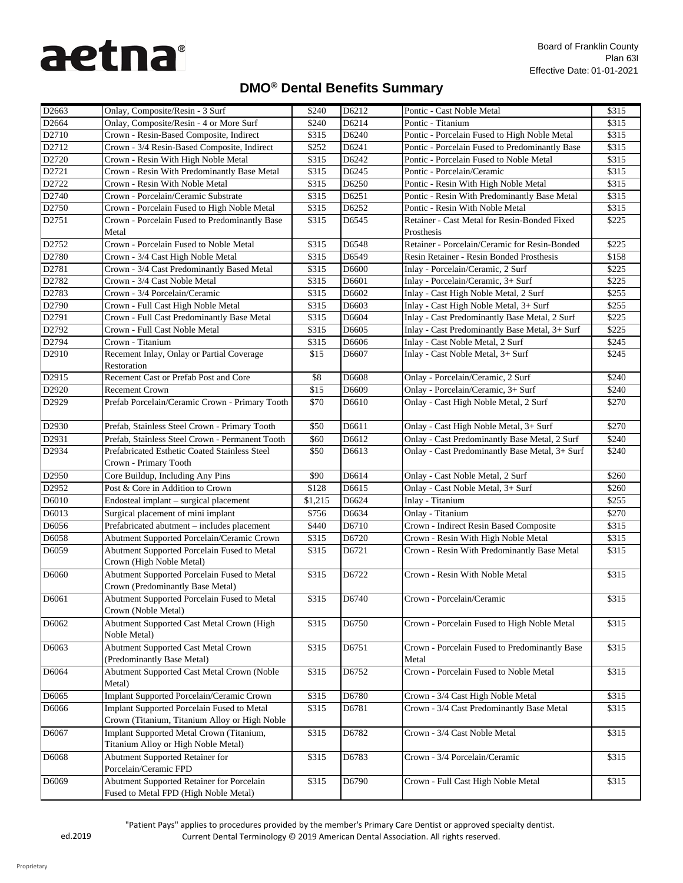# DMO® Dental Benefits Summary

Board of Franklin County
Plan 63I
Effective Date: 01-01-2021

| | | | | | |
|---|---|---|---|---|---|
| D2663 | Onlay, Composite/Resin - 3 Surf | $240 | D6212 | Pontic - Cast Noble Metal | $315 |
| D2664 | Onlay, Composite/Resin - 4 or More Surf | $240 | D6214 | Pontic - Titanium | $315 |
| D2710 | Crown - Resin-Based Composite, Indirect | $315 | D6240 | Pontic - Porcelain Fused to High Noble Metal | $315 |
| D2712 | Crown - 3/4 Resin-Based Composite, Indirect | $252 | D6241 | Pontic - Porcelain Fused to Predominantly Base | $315 |
| D2720 | Crown - Resin With High Noble Metal | $315 | D6242 | Pontic - Porcelain Fused to Noble Metal | $315 |
| D2721 | Crown - Resin With Predominantly Base Metal | $315 | D6245 | Pontic - Porcelain/Ceramic | $315 |
| D2722 | Crown - Resin With Noble Metal | $315 | D6250 | Pontic - Resin With High Noble Metal | $315 |
| D2740 | Crown - Porcelain/Ceramic Substrate | $315 | D6251 | Pontic - Resin With Predominantly Base Metal | $315 |
| D2750 | Crown - Porcelain Fused to High Noble Metal | $315 | D6252 | Pontic - Resin With Noble Metal | $315 |
| D2751 | Crown - Porcelain Fused to Predominantly Base Metal | $315 | D6545 | Retainer - Cast Metal for Resin-Bonded Fixed Prosthesis | $225 |
| D2752 | Crown - Porcelain Fused to Noble Metal | $315 | D6548 | Retainer - Porcelain/Ceramic for Resin-Bonded | $225 |
| D2780 | Crown - 3/4 Cast High Noble Metal | $315 | D6549 | Resin Retainer - Resin Bonded Prosthesis | $158 |
| D2781 | Crown - 3/4 Cast Predominantly Based Metal | $315 | D6600 | Inlay - Porcelain/Ceramic, 2 Surf | $225 |
| D2782 | Crown - 3/4 Cast Noble Metal | $315 | D6601 | Inlay - Porcelain/Ceramic, 3+ Surf | $225 |
| D2783 | Crown - 3/4 Porcelain/Ceramic | $315 | D6602 | Inlay - Cast High Noble Metal, 2 Surf | $255 |
| D2790 | Crown - Full Cast High Noble Metal | $315 | D6603 | Inlay - Cast High Noble Metal, 3+ Surf | $255 |
| D2791 | Crown - Full Cast Predominantly Base Metal | $315 | D6604 | Inlay - Cast Predominantly Base Metal, 2 Surf | $225 |
| D2792 | Crown - Full Cast Noble Metal | $315 | D6605 | Inlay - Cast Predominantly Base Metal, 3+ Surf | $225 |
| D2794 | Crown - Titanium | $315 | D6606 | Inlay - Cast Noble Metal, 2 Surf | $245 |
| D2910 | Recement Inlay, Onlay or Partial Coverage Restoration | $15 | D6607 | Inlay - Cast Noble Metal, 3+ Surf | $245 |
| D2915 | Recement Cast or Prefab Post and Core | $8 | D6608 | Onlay - Porcelain/Ceramic, 2 Surf | $240 |
| D2920 | Recement Crown | $15 | D6609 | Onlay - Porcelain/Ceramic, 3+ Surf | $240 |
| D2929 | Prefab Porcelain/Ceramic Crown - Primary Tooth | $70 | D6610 | Onlay - Cast High Noble Metal, 2 Surf | $270 |
| D2930 | Prefab, Stainless Steel Crown - Primary Tooth | $50 | D6611 | Onlay - Cast High Noble Metal, 3+ Surf | $270 |
| D2931 | Prefab, Stainless Steel Crown - Permanent Tooth | $60 | D6612 | Onlay - Cast Predominantly Base Metal, 2 Surf | $240 |
| D2934 | Prefabricated Esthetic Coated Stainless Steel Crown - Primary Tooth | $50 | D6613 | Onlay - Cast Predominantly Base Metal, 3+ Surf | $240 |
| D2950 | Core Buildup, Including Any Pins | $90 | D6614 | Onlay - Cast Noble Metal, 2 Surf | $260 |
| D2952 | Post & Core in Addition to Crown | $128 | D6615 | Onlay - Cast Noble Metal, 3+ Surf | $260 |
| D6010 | Endosteal implant – surgical placement | $1,215 | D6624 | Inlay - Titanium | $255 |
| D6013 | Surgical placement of mini implant | $756 | D6634 | Onlay - Titanium | $270 |
| D6056 | Prefabricated abutment – includes placement | $440 | D6710 | Crown - Indirect Resin Based Composite | $315 |
| D6058 | Abutment Supported Porcelain/Ceramic Crown | $315 | D6720 | Crown - Resin With High Noble Metal | $315 |
| D6059 | Abutment Supported Porcelain Fused to Metal Crown (High Noble Metal) | $315 | D6721 | Crown - Resin With Predominantly Base Metal | $315 |
| D6060 | Abutment Supported Porcelain Fused to Metal Crown (Predominantly Base Metal) | $315 | D6722 | Crown - Resin With Noble Metal | $315 |
| D6061 | Abutment Supported Porcelain Fused to Metal Crown (Noble Metal) | $315 | D6740 | Crown - Porcelain/Ceramic | $315 |
| D6062 | Abutment Supported Cast Metal Crown (High Noble Metal) | $315 | D6750 | Crown - Porcelain Fused to High Noble Metal | $315 |
| D6063 | Abutment Supported Cast Metal Crown (Predominantly Base Metal) | $315 | D6751 | Crown - Porcelain Fused to Predominantly Base Metal | $315 |
| D6064 | Abutment Supported Cast Metal Crown (Noble Metal) | $315 | D6752 | Crown - Porcelain Fused to Noble Metal | $315 |
| D6065 | Implant Supported Porcelain/Ceramic Crown | $315 | D6780 | Crown - 3/4 Cast High Noble Metal | $315 |
| D6066 | Implant Supported Porcelain Fused to Metal Crown (Titanium, Titanium Alloy or High Noble | $315 | D6781 | Crown - 3/4 Cast Predominantly Base Metal | $315 |
| D6067 | Implant Supported Metal Crown (Titanium, Titanium Alloy or High Noble Metal) | $315 | D6782 | Crown - 3/4 Cast Noble Metal | $315 |
| D6068 | Abutment Supported Retainer for Porcelain/Ceramic FPD | $315 | D6783 | Crown - 3/4 Porcelain/Ceramic | $315 |
| D6069 | Abutment Supported Retainer for Porcelain Fused to Metal FPD (High Noble Metal) | $315 | D6790 | Crown - Full Cast High Noble Metal | $315 |

"Patient Pays" applies to procedures provided by the member's Primary Care Dentist or approved specialty dentist.

ed.2019 Current Dental Terminology © 2019 American Dental Association. All rights reserved.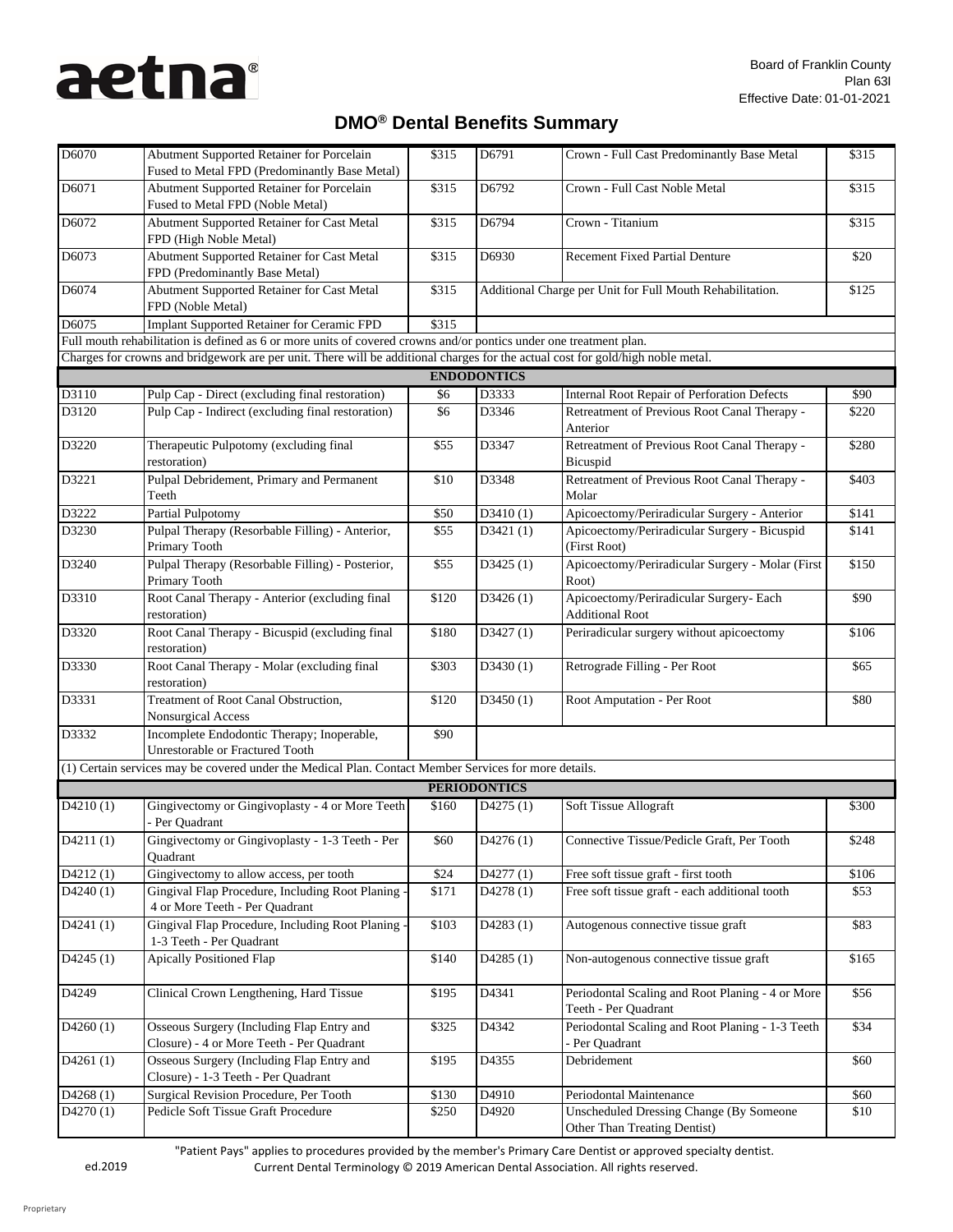Board of Franklin County
Plan 63I
Effective Date: 01-01-2021

# DMO® Dental Benefits Summary

| | | | | | |
|---|---|---|---|---|---|
| D6070 | Abutment Supported Retainer for Porcelain Fused to Metal FPD (Predominantly Base Metal) | $315 | D6791 | Crown - Full Cast Predominantly Base Metal | $315 |
| D6071 | Abutment Supported Retainer for Porcelain Fused to Metal FPD (Noble Metal) | $315 | D6792 | Crown - Full Cast Noble Metal | $315 |
| D6072 | Abutment Supported Retainer for Cast Metal FPD (High Noble Metal) | $315 | D6794 | Crown - Titanium | $315 |
| D6073 | Abutment Supported Retainer for Cast Metal FPD (Predominantly Base Metal) | $315 | D6930 | Recement Fixed Partial Denture | $20 |
| D6074 | Abutment Supported Retainer for Cast Metal FPD (Noble Metal) | $315 | Additional Charge per Unit for Full Mouth Rehabilitation. | | $125 |
| D6075 | Implant Supported Retainer for Ceramic FPD | $315 | | | |
| Full mouth rehabilitation is defined as 6 or more units of covered crowns and/or pontics under one treatment plan. | | | | | |
| Charges for crowns and bridgework are per unit. There will be additional charges for the actual cost for gold/high noble metal. | | | | | |
| **ENDODONTICS** | | | | | |
| D3110 | Pulp Cap - Direct (excluding final restoration) | $6 | D3333 | Internal Root Repair of Perforation Defects | $90 |
| D3120 | Pulp Cap - Indirect (excluding final restoration) | $6 | D3346 | Retreatment of Previous Root Canal Therapy - Anterior | $220 |
| D3220 | Therapeutic Pulpotomy (excluding final restoration) | $55 | D3347 | Retreatment of Previous Root Canal Therapy - Bicuspid | $280 |
| D3221 | Pulpal Debridement, Primary and Permanent Teeth | $10 | D3348 | Retreatment of Previous Root Canal Therapy - Molar | $403 |
| D3222 | Partial Pulpotomy | $50 | D3410 (1) | Apicoectomy/Periradicular Surgery - Anterior | $141 |
| D3230 | Pulpal Therapy (Resorbable Filling) - Anterior, Primary Tooth | $55 | D3421 (1) | Apicoectomy/Periradicular Surgery - Bicuspid (First Root) | $141 |
| D3240 | Pulpal Therapy (Resorbable Filling) - Posterior, Primary Tooth | $55 | D3425 (1) | Apicoectomy/Periradicular Surgery - Molar (First Root) | $150 |
| D3310 | Root Canal Therapy - Anterior (excluding final restoration) | $120 | D3426 (1) | Apicoectomy/Periradicular Surgery- Each Additional Root | $90 |
| D3320 | Root Canal Therapy - Bicuspid (excluding final restoration) | $180 | D3427 (1) | Periradicular surgery without apicoectomy | $106 |
| D3330 | Root Canal Therapy - Molar (excluding final restoration) | $303 | D3430 (1) | Retrograde Filling - Per Root | $65 |
| D3331 | Treatment of Root Canal Obstruction, Nonsurgical Access | $120 | D3450 (1) | Root Amputation - Per Root | $80 |
| D3332 | Incomplete Endodontic Therapy; Inoperable, Unrestorable or Fractured Tooth | $90 | | | |
| (1) Certain services may be covered under the Medical Plan. Contact Member Services for more details. | | | | | |
| **PERIODONTICS** | | | | | |
| D4210 (1) | Gingivectomy or Gingivoplasty - 4 or More Teeth - Per Quadrant | $160 | D4275 (1) | Soft Tissue Allograft | $300 |
| D4211 (1) | Gingivectomy or Gingivoplasty - 1-3 Teeth - Per Quadrant | $60 | D4276 (1) | Connective Tissue/Pedicle Graft, Per Tooth | $248 |
| D4212 (1) | Gingivectomy to allow access, per tooth | $24 | D4277 (1) | Free soft tissue graft - first tooth | $106 |
| D4240 (1) | Gingival Flap Procedure, Including Root Planing - 4 or More Teeth - Per Quadrant | $171 | D4278 (1) | Free soft tissue graft - each additional tooth | $53 |
| D4241 (1) | Gingival Flap Procedure, Including Root Planing - 1-3 Teeth - Per Quadrant | $103 | D4283 (1) | Autogenous connective tissue graft | $83 |
| D4245 (1) | Apically Positioned Flap | $140 | D4285 (1) | Non-autogenous connective tissue graft | $165 |
| D4249 | Clinical Crown Lengthening, Hard Tissue | $195 | D4341 | Periodontal Scaling and Root Planing - 4 or More Teeth - Per Quadrant | $56 |
| D4260 (1) | Osseous Surgery (Including Flap Entry and Closure) - 4 or More Teeth - Per Quadrant | $325 | D4342 | Periodontal Scaling and Root Planing - 1-3 Teeth - Per Quadrant | $34 |
| D4261 (1) | Osseous Surgery (Including Flap Entry and Closure) - 1-3 Teeth - Per Quadrant | $195 | D4355 | Debridement | $60 |
| D4268 (1) | Surgical Revision Procedure, Per Tooth | $130 | D4910 | Periodontal Maintenance | $60 |
| D4270 (1) | Pedicle Soft Tissue Graft Procedure | $250 | D4920 | Unscheduled Dressing Change (By Someone Other Than Treating Dentist) | $10 |

"Patient Pays" applies to procedures provided by the member's Primary Care Dentist or approved specialty dentist.

ed.2019 Current Dental Terminology © 2019 American Dental Association. All rights reserved.

Proprietary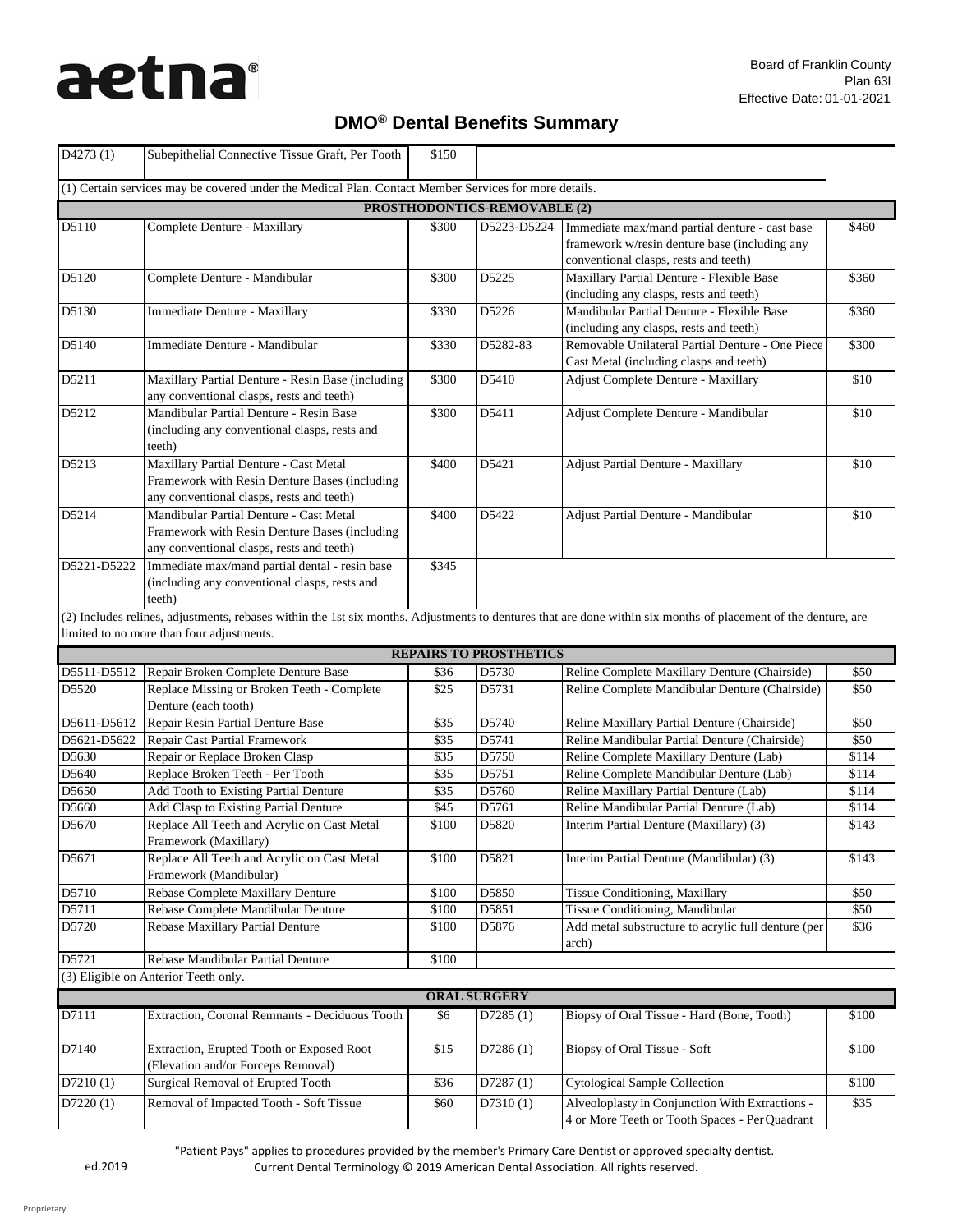Board of Franklin County
Plan 63I
Effective Date: 01-01-2021

## DMO® Dental Benefits Summary

| Code | Description | Patient Pays | Code | Description | Patient Pays |
|---|---|---|---|---|---|
| D4273 (1) | Subepithelial Connective Tissue Graft, Per Tooth | $150 | | | |

(1) Certain services may be covered under the Medical Plan. Contact Member Services for more details.

### PROSTHODONTICS-REMOVABLE (2)

| Code | Description | Patient Pays | Code | Description | Patient Pays |
|---|---|---|---|---|---|
| D5110 | Complete Denture - Maxillary | $300 | D5223-D5224 | Immediate max/mand partial denture - cast base framework w/resin denture base (including any conventional clasps, rests and teeth) | $460 |
| D5120 | Complete Denture - Mandibular | $300 | D5225 | Maxillary Partial Denture - Flexible Base (including any clasps, rests and teeth) | $360 |
| D5130 | Immediate Denture - Maxillary | $330 | D5226 | Mandibular Partial Denture - Flexible Base (including any clasps, rests and teeth) | $360 |
| D5140 | Immediate Denture - Mandibular | $330 | D5282-83 | Removable Unilateral Partial Denture - One Piece Cast Metal (including clasps and teeth) | $300 |
| D5211 | Maxillary Partial Denture - Resin Base (including any conventional clasps, rests and teeth) | $300 | D5410 | Adjust Complete Denture - Maxillary | $10 |
| D5212 | Mandibular Partial Denture - Resin Base (including any conventional clasps, rests and teeth) | $300 | D5411 | Adjust Complete Denture - Mandibular | $10 |
| D5213 | Maxillary Partial Denture - Cast Metal Framework with Resin Denture Bases (including any conventional clasps, rests and teeth) | $400 | D5421 | Adjust Partial Denture - Maxillary | $10 |
| D5214 | Mandibular Partial Denture - Cast Metal Framework with Resin Denture Bases (including any conventional clasps, rests and teeth) | $400 | D5422 | Adjust Partial Denture - Mandibular | $10 |
| D5221-D5222 | Immediate max/mand partial dental - resin base (including any conventional clasps, rests and teeth) | $345 | | | |

(2) Includes relines, adjustments, rebases within the 1st six months. Adjustments to dentures that are done within six months of placement of the denture, are limited to no more than four adjustments.

### REPAIRS TO PROSTHETICS

| Code | Description | Patient Pays | Code | Description | Patient Pays |
|---|---|---|---|---|---|
| D5511-D5512 | Repair Broken Complete Denture Base | $36 | D5730 | Reline Complete Maxillary Denture (Chairside) | $50 |
| D5520 | Replace Missing or Broken Teeth - Complete Denture (each tooth) | $25 | D5731 | Reline Complete Mandibular Denture (Chairside) | $50 |
| D5611-D5612 | Repair Resin Partial Denture Base | $35 | D5740 | Reline Maxillary Partial Denture (Chairside) | $50 |
| D5621-D5622 | Repair Cast Partial Framework | $35 | D5741 | Reline Mandibular Partial Denture (Chairside) | $50 |
| D5630 | Repair or Replace Broken Clasp | $35 | D5750 | Reline Complete Maxillary Denture (Lab) | $114 |
| D5640 | Replace Broken Teeth - Per Tooth | $35 | D5751 | Reline Complete Mandibular Denture (Lab) | $114 |
| D5650 | Add Tooth to Existing Partial Denture | $35 | D5760 | Reline Maxillary Partial Denture (Lab) | $114 |
| D5660 | Add Clasp to Existing Partial Denture | $45 | D5761 | Reline Mandibular Partial Denture (Lab) | $114 |
| D5670 | Replace All Teeth and Acrylic on Cast Metal Framework (Maxillary) | $100 | D5820 | Interim Partial Denture (Maxillary) (3) | $143 |
| D5671 | Replace All Teeth and Acrylic on Cast Metal Framework (Mandibular) | $100 | D5821 | Interim Partial Denture (Mandibular) (3) | $143 |
| D5710 | Rebase Complete Maxillary Denture | $100 | D5850 | Tissue Conditioning, Maxillary | $50 |
| D5711 | Rebase Complete Mandibular Denture | $100 | D5851 | Tissue Conditioning, Mandibular | $50 |
| D5720 | Rebase Maxillary Partial Denture | $100 | D5876 | Add metal substructure to acrylic full denture (per arch) | $36 |
| D5721 | Rebase Mandibular Partial Denture | $100 | | | |

(3) Eligible on Anterior Teeth only.

### ORAL SURGERY

| Code | Description | Patient Pays | Code | Description | Patient Pays |
|---|---|---|---|---|---|
| D7111 | Extraction, Coronal Remnants - Deciduous Tooth | $6 | D7285 (1) | Biopsy of Oral Tissue - Hard (Bone, Tooth) | $100 |
| D7140 | Extraction, Erupted Tooth or Exposed Root (Elevation and/or Forceps Removal) | $15 | D7286 (1) | Biopsy of Oral Tissue - Soft | $100 |
| D7210 (1) | Surgical Removal of Erupted Tooth | $36 | D7287 (1) | Cytological Sample Collection | $100 |
| D7220 (1) | Removal of Impacted Tooth - Soft Tissue | $60 | D7310 (1) | Alveoloplasty in Conjunction With Extractions - 4 or More Teeth or Tooth Spaces - Per Quadrant | $35 |

"Patient Pays" applies to procedures provided by the member's Primary Care Dentist or approved specialty dentist.

ed.2019 Current Dental Terminology © 2019 American Dental Association. All rights reserved.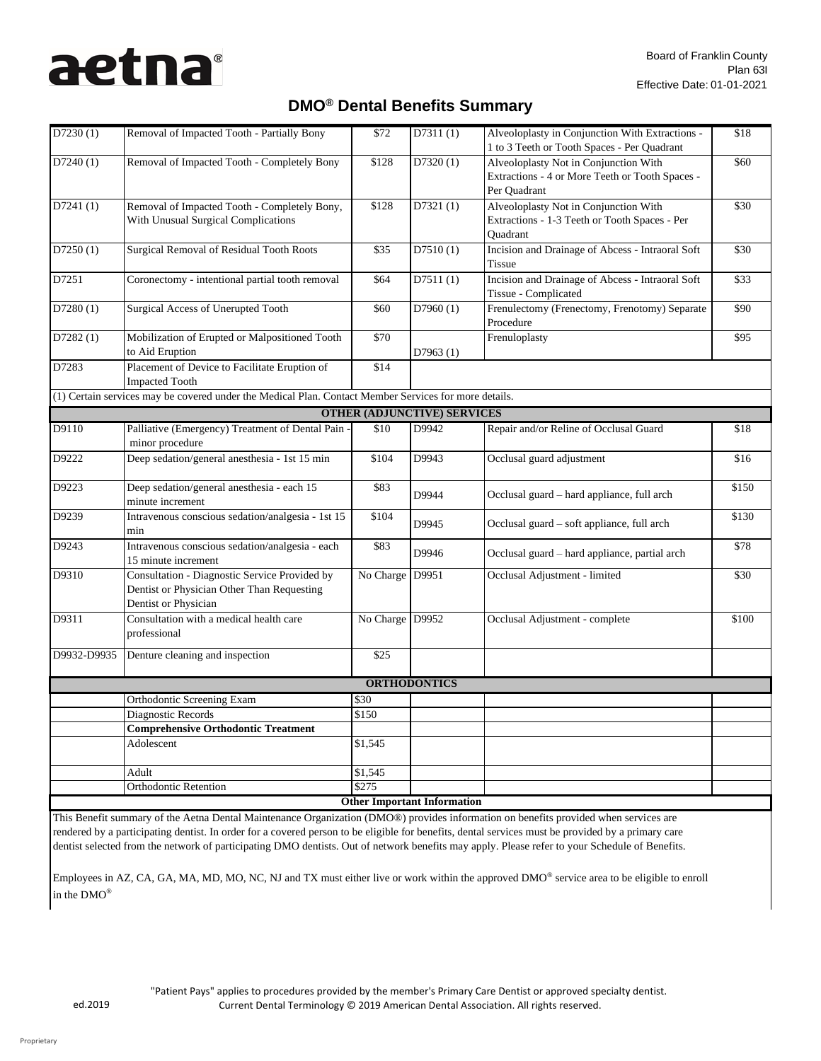Board of Franklin County
Plan 63I
Effective Date: 01-01-2021

# DMO® Dental Benefits Summary

| Code | Description | Patient Pays | Code | Description | Patient Pays |
|---|---|---|---|---|---|
| D7230 (1) | Removal of Impacted Tooth - Partially Bony | $72 | D7311 (1) | Alveoloplasty in Conjunction With Extractions - 1 to 3 Teeth or Tooth Spaces - Per Quadrant | $18 |
| D7240 (1) | Removal of Impacted Tooth - Completely Bony | $128 | D7320 (1) | Alveoloplasty Not in Conjunction With Extractions - 4 or More Teeth or Tooth Spaces - Per Quadrant | $60 |
| D7241 (1) | Removal of Impacted Tooth - Completely Bony, With Unusual Surgical Complications | $128 | D7321 (1) | Alveoloplasty Not in Conjunction With Extractions - 1-3 Teeth or Tooth Spaces - Per Quadrant | $30 |
| D7250 (1) | Surgical Removal of Residual Tooth Roots | $35 | D7510 (1) | Incision and Drainage of Abcess - Intraoral Soft Tissue | $30 |
| D7251 | Coronectomy - intentional partial tooth removal | $64 | D7511 (1) | Incision and Drainage of Abcess - Intraoral Soft Tissue - Complicated | $33 |
| D7280 (1) | Surgical Access of Unerupted Tooth | $60 | D7960 (1) | Frenulectomy (Frenectomy, Frenotomy) Separate Procedure | $90 |
| D7282 (1) | Mobilization of Erupted or Malpositioned Tooth to Aid Eruption | $70 | D7963 (1) | Frenuloplasty | $95 |
| D7283 | Placement of Device to Facilitate Eruption of Impacted Tooth | $14 | | | |
| (1) Certain services may be covered under the Medical Plan. Contact Member Services for more details. | | | | | |
| **OTHER (ADJUNCTIVE) SERVICES** | | | | | |
| D9110 | Palliative (Emergency) Treatment of Dental Pain - minor procedure | $10 | D9942 | Repair and/or Reline of Occlusal Guard | $18 |
| D9222 | Deep sedation/general anesthesia - 1st 15 min | $104 | D9943 | Occlusal guard adjustment | $16 |
| D9223 | Deep sedation/general anesthesia - each 15 minute increment | $83 | D9944 | Occlusal guard – hard appliance, full arch | $150 |
| D9239 | Intravenous conscious sedation/analgesia - 1st 15 min | $104 | D9945 | Occlusal guard – soft appliance, full arch | $130 |
| D9243 | Intravenous conscious sedation/analgesia - each 15 minute increment | $83 | D9946 | Occlusal guard – hard appliance, partial arch | $78 |
| D9310 | Consultation - Diagnostic Service Provided by Dentist or Physician Other Than Requesting Dentist or Physician | No Charge | D9951 | Occlusal Adjustment - limited | $30 |
| D9311 | Consultation with a medical health care professional | No Charge | D9952 | Occlusal Adjustment - complete | $100 |
| D9932-D9935 | Denture cleaning and inspection | $25 | | | |
| **ORTHODONTICS** | | | | | |
| | Orthodontic Screening Exam | $30 | | | |
| | Diagnostic Records | $150 | | | |
| | **Comprehensive Orthodontic Treatment** | | | | |
| | Adolescent | $1,545 | | | |
| | Adult | $1,545 | | | |
| | Orthodontic Retention | $275 | | | |

**Other Important Information**

This Benefit summary of the Aetna Dental Maintenance Organization (DMO®) provides information on benefits provided when services are rendered by a participating dentist. In order for a covered person to be eligible for benefits, dental services must be provided by a primary care dentist selected from the network of participating DMO dentists. Out of network benefits may apply. Please refer to your Schedule of Benefits.

Employees in AZ, CA, GA, MA, MD, MO, NC, NJ and TX must either live or work within the approved DMO® service area to be eligible to enroll in the DMO®

"Patient Pays" applies to procedures provided by the member's Primary Care Dentist or approved specialty dentist.
Current Dental Terminology © 2019 American Dental Association. All rights reserved.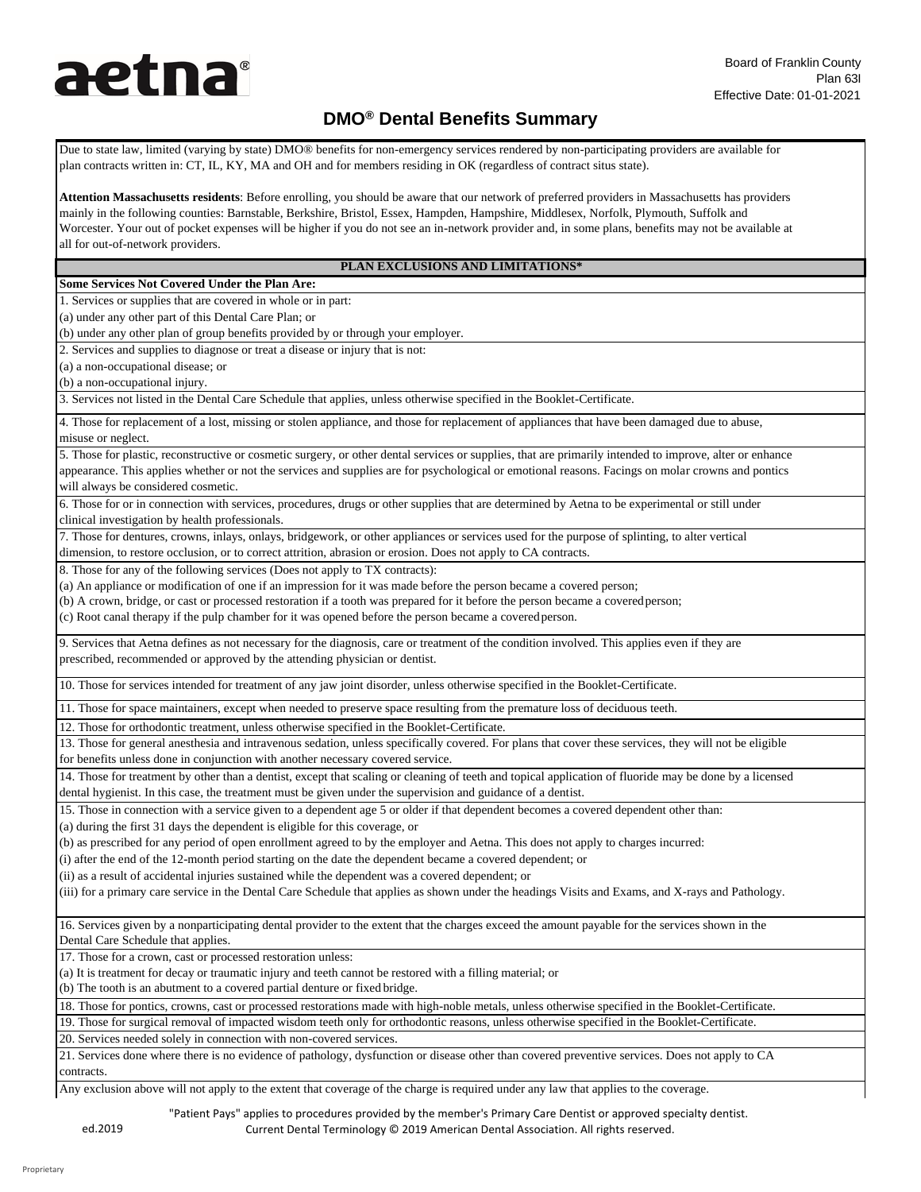aetna®

Board of Franklin County
Plan 63I
Effective Date: 01-01-2021

# DMO® Dental Benefits Summary

Due to state law, limited (varying by state) DMO® benefits for non-emergency services rendered by non-participating providers are available for plan contracts written in: CT, IL, KY, MA and OH and for members residing in OK (regardless of contract situs state).

**Attention Massachusetts residents**: Before enrolling, you should be aware that our network of preferred providers in Massachusetts has providers mainly in the following counties: Barnstable, Berkshire, Bristol, Essex, Hampden, Hampshire, Middlesex, Norfolk, Plymouth, Suffolk and Worcester. Your out of pocket expenses will be higher if you do not see an in-network provider and, in some plans, benefits may not be available at all for out-of-network providers.

## PLAN EXCLUSIONS AND LIMITATIONS*

**Some Services Not Covered Under the Plan Are:**

1. Services or supplies that are covered in whole or in part:
(a) under any other part of this Dental Care Plan; or
(b) under any other plan of group benefits provided by or through your employer.

2. Services and supplies to diagnose or treat a disease or injury that is not:
(a) a non-occupational disease; or
(b) a non-occupational injury.

3. Services not listed in the Dental Care Schedule that applies, unless otherwise specified in the Booklet-Certificate.

4. Those for replacement of a lost, missing or stolen appliance, and those for replacement of appliances that have been damaged due to abuse, misuse or neglect.

5. Those for plastic, reconstructive or cosmetic surgery, or other dental services or supplies, that are primarily intended to improve, alter or enhance appearance. This applies whether or not the services and supplies are for psychological or emotional reasons. Facings on molar crowns and pontics will always be considered cosmetic.

6. Those for or in connection with services, procedures, drugs or other supplies that are determined by Aetna to be experimental or still under clinical investigation by health professionals.

7. Those for dentures, crowns, inlays, onlays, bridgework, or other appliances or services used for the purpose of splinting, to alter vertical dimension, to restore occlusion, or to correct attrition, abrasion or erosion. Does not apply to CA contracts.

8. Those for any of the following services (Does not apply to TX contracts):
(a) An appliance or modification of one if an impression for it was made before the person became a covered person;
(b) A crown, bridge, or cast or processed restoration if a tooth was prepared for it before the person became a covered person;
(c) Root canal therapy if the pulp chamber for it was opened before the person became a covered person.

9. Services that Aetna defines as not necessary for the diagnosis, care or treatment of the condition involved. This applies even if they are prescribed, recommended or approved by the attending physician or dentist.

10. Those for services intended for treatment of any jaw joint disorder, unless otherwise specified in the Booklet-Certificate.

11. Those for space maintainers, except when needed to preserve space resulting from the premature loss of deciduous teeth.

12. Those for orthodontic treatment, unless otherwise specified in the Booklet-Certificate.

13. Those for general anesthesia and intravenous sedation, unless specifically covered. For plans that cover these services, they will not be eligible for benefits unless done in conjunction with another necessary covered service.

14. Those for treatment by other than a dentist, except that scaling or cleaning of teeth and topical application of fluoride may be done by a licensed dental hygienist. In this case, the treatment must be given under the supervision and guidance of a dentist.

15. Those in connection with a service given to a dependent age 5 or older if that dependent becomes a covered dependent other than:
(a) during the first 31 days the dependent is eligible for this coverage, or
(b) as prescribed for any period of open enrollment agreed to by the employer and Aetna. This does not apply to charges incurred:
(i) after the end of the 12-month period starting on the date the dependent became a covered dependent; or
(ii) as a result of accidental injuries sustained while the dependent was a covered dependent; or
(iii) for a primary care service in the Dental Care Schedule that applies as shown under the headings Visits and Exams, and X-rays and Pathology.

16. Services given by a nonparticipating dental provider to the extent that the charges exceed the amount payable for the services shown in the Dental Care Schedule that applies.

17. Those for a crown, cast or processed restoration unless:
(a) It is treatment for decay or traumatic injury and teeth cannot be restored with a filling material; or
(b) The tooth is an abutment to a covered partial denture or fixed bridge.

18. Those for pontics, crowns, cast or processed restorations made with high-noble metals, unless otherwise specified in the Booklet-Certificate.

19. Those for surgical removal of impacted wisdom teeth only for orthodontic reasons, unless otherwise specified in the Booklet-Certificate.

20. Services needed solely in connection with non-covered services.

21. Services done where there is no evidence of pathology, dysfunction or disease other than covered preventive services. Does not apply to CA contracts.

Any exclusion above will not apply to the extent that coverage of the charge is required under any law that applies to the coverage.

"Patient Pays" applies to procedures provided by the member's Primary Care Dentist or approved specialty dentist.

ed.2019 Current Dental Terminology © 2019 American Dental Association. All rights reserved.

Proprietary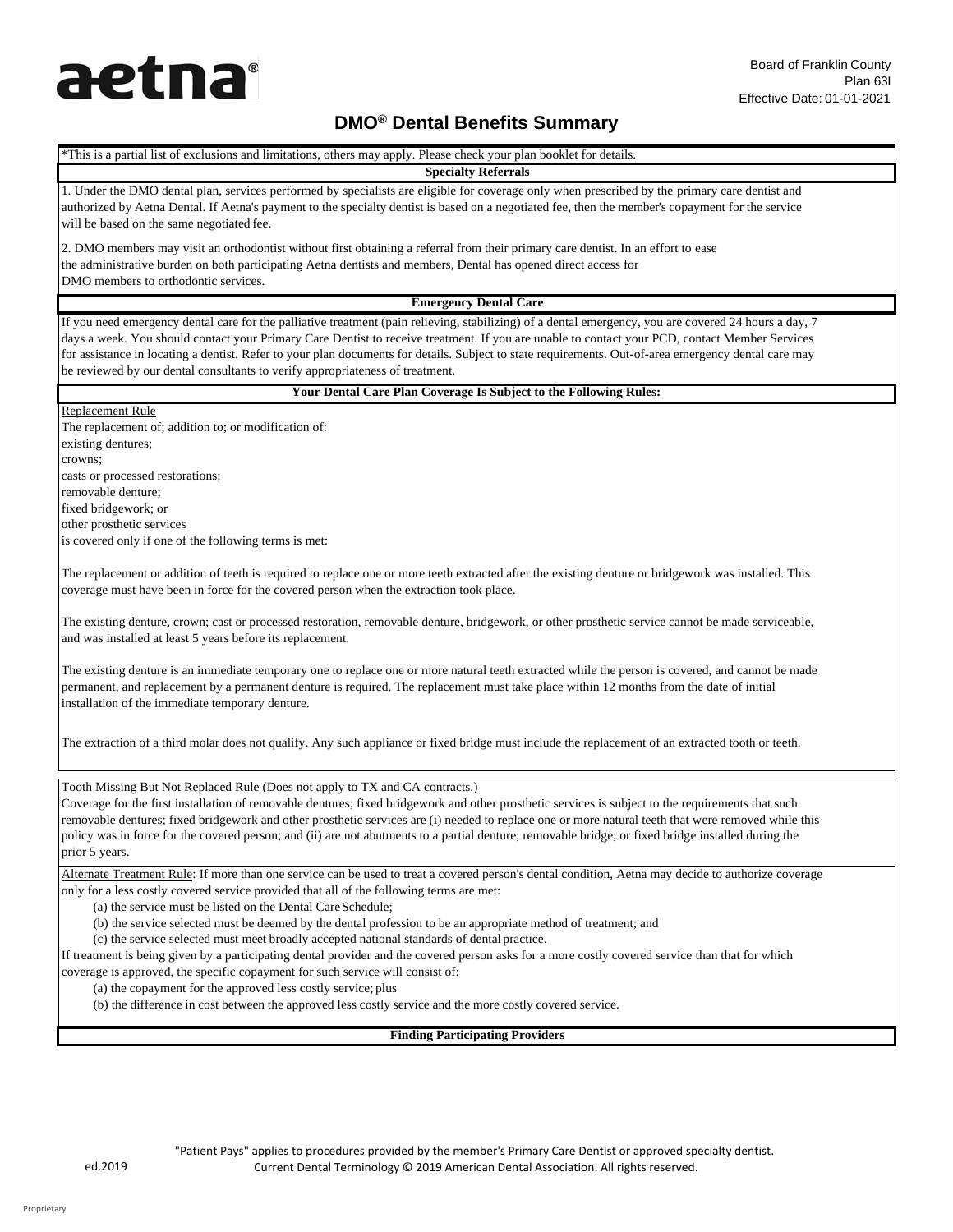Board of Franklin County
Plan 63I
Effective Date: 01-01-2021

# DMO® Dental Benefits Summary

*This is a partial list of exclusions and limitations, others may apply. Please check your plan booklet for details.

**Specialty Referrals**

1. Under the DMO dental plan, services performed by specialists are eligible for coverage only when prescribed by the primary care dentist and authorized by Aetna Dental. If Aetna's payment to the specialty dentist is based on a negotiated fee, then the member's copayment for the service will be based on the same negotiated fee.

2. DMO members may visit an orthodontist without first obtaining a referral from their primary care dentist. In an effort to ease the administrative burden on both participating Aetna dentists and members, Dental has opened direct access for DMO members to orthodontic services.

**Emergency Dental Care**

If you need emergency dental care for the palliative treatment (pain relieving, stabilizing) of a dental emergency, you are covered 24 hours a day, 7 days a week. You should contact your Primary Care Dentist to receive treatment. If you are unable to contact your PCD, contact Member Services for assistance in locating a dentist. Refer to your plan documents for details. Subject to state requirements. Out-of-area emergency dental care may be reviewed by our dental consultants to verify appropriateness of treatment.

**Your Dental Care Plan Coverage Is Subject to the Following Rules:**

Replacement Rule

The replacement of; addition to; or modification of:
existing dentures;
crowns;
casts or processed restorations;
removable denture;
fixed bridgework; or
other prosthetic services
is covered only if one of the following terms is met:

The replacement or addition of teeth is required to replace one or more teeth extracted after the existing denture or bridgework was installed. This coverage must have been in force for the covered person when the extraction took place.

The existing denture, crown; cast or processed restoration, removable denture, bridgework, or other prosthetic service cannot be made serviceable, and was installed at least 5 years before its replacement.

The existing denture is an immediate temporary one to replace one or more natural teeth extracted while the person is covered, and cannot be made permanent, and replacement by a permanent denture is required. The replacement must take place within 12 months from the date of initial installation of the immediate temporary denture.

The extraction of a third molar does not qualify. Any such appliance or fixed bridge must include the replacement of an extracted tooth or teeth.

Tooth Missing But Not Replaced Rule (Does not apply to TX and CA contracts.)
Coverage for the first installation of removable dentures; fixed bridgework and other prosthetic services is subject to the requirements that such removable dentures; fixed bridgework and other prosthetic services are (i) needed to replace one or more natural teeth that were removed while this policy was in force for the covered person; and (ii) are not abutments to a partial denture; removable bridge; or fixed bridge installed during the prior 5 years.

Alternate Treatment Rule: If more than one service can be used to treat a covered person's dental condition, Aetna may decide to authorize coverage only for a less costly covered service provided that all of the following terms are met:

- (a) the service must be listed on the Dental Care Schedule;
- (b) the service selected must be deemed by the dental profession to be an appropriate method of treatment; and
- (c) the service selected must meet broadly accepted national standards of dental practice.

If treatment is being given by a participating dental provider and the covered person asks for a more costly covered service than that for which coverage is approved, the specific copayment for such service will consist of:

- (a) the copayment for the approved less costly service; plus
- (b) the difference in cost between the approved less costly service and the more costly covered service.

**Finding Participating Providers**

"Patient Pays" applies to procedures provided by the member's Primary Care Dentist or approved specialty dentist.

ed.2019 Current Dental Terminology © 2019 American Dental Association. All rights reserved.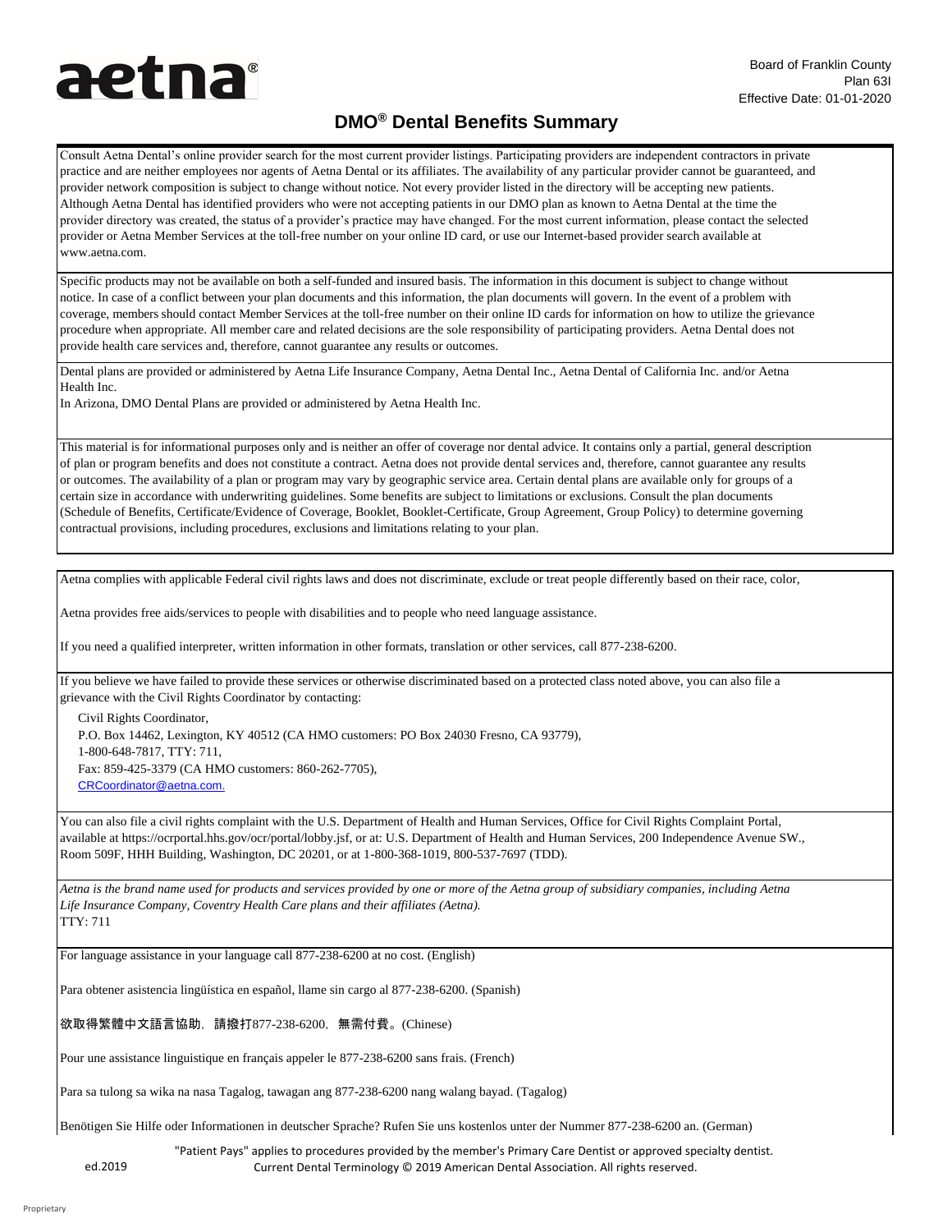aetna®

Board of Franklin County
Plan 63I
Effective Date: 01-01-2020

# DMO® Dental Benefits Summary

Consult Aetna Dental's online provider search for the most current provider listings. Participating providers are independent contractors in private practice and are neither employees nor agents of Aetna Dental or its affiliates. The availability of any particular provider cannot be guaranteed, and provider network composition is subject to change without notice. Not every provider listed in the directory will be accepting new patients. Although Aetna Dental has identified providers who were not accepting patients in our DMO plan as known to Aetna Dental at the time the provider directory was created, the status of a provider's practice may have changed. For the most current information, please contact the selected provider or Aetna Member Services at the toll-free number on your online ID card, or use our Internet-based provider search available at www.aetna.com.

Specific products may not be available on both a self-funded and insured basis. The information in this document is subject to change without notice. In case of a conflict between your plan documents and this information, the plan documents will govern. In the event of a problem with coverage, members should contact Member Services at the toll-free number on their online ID cards for information on how to utilize the grievance procedure when appropriate. All member care and related decisions are the sole responsibility of participating providers. Aetna Dental does not provide health care services and, therefore, cannot guarantee any results or outcomes.

Dental plans are provided or administered by Aetna Life Insurance Company, Aetna Dental Inc., Aetna Dental of California Inc. and/or Aetna Health Inc.
In Arizona, DMO Dental Plans are provided or administered by Aetna Health Inc.

This material is for informational purposes only and is neither an offer of coverage nor dental advice. It contains only a partial, general description of plan or program benefits and does not constitute a contract. Aetna does not provide dental services and, therefore, cannot guarantee any results or outcomes. The availability of a plan or program may vary by geographic service area. Certain dental plans are available only for groups of a certain size in accordance with underwriting guidelines. Some benefits are subject to limitations or exclusions. Consult the plan documents (Schedule of Benefits, Certificate/Evidence of Coverage, Booklet, Booklet-Certificate, Group Agreement, Group Policy) to determine governing contractual provisions, including procedures, exclusions and limitations relating to your plan.

Aetna complies with applicable Federal civil rights laws and does not discriminate, exclude or treat people differently based on their race, color,

Aetna provides free aids/services to people with disabilities and to people who need language assistance.

If you need a qualified interpreter, written information in other formats, translation or other services, call 877-238-6200.

If you believe we have failed to provide these services or otherwise discriminated based on a protected class noted above, you can also file a grievance with the Civil Rights Coordinator by contacting:

Civil Rights Coordinator,
P.O. Box 14462, Lexington, KY 40512 (CA HMO customers: PO Box 24030 Fresno, CA 93779),
1-800-648-7817, TTY: 711,
Fax: 859-425-3379 (CA HMO customers: 860-262-7705),
CRCoordinator@aetna.com.

You can also file a civil rights complaint with the U.S. Department of Health and Human Services, Office for Civil Rights Complaint Portal, available at https://ocrportal.hhs.gov/ocr/portal/lobby.jsf, or at: U.S. Department of Health and Human Services, 200 Independence Avenue SW., Room 509F, HHH Building, Washington, DC 20201, or at 1-800-368-1019, 800-537-7697 (TDD).

*Aetna is the brand name used for products and services provided by one or more of the Aetna group of subsidiary companies, including Aetna Life Insurance Company, Coventry Health Care plans and their affiliates (Aetna).*
TTY: 711

For language assistance in your language call 877-238-6200 at no cost. (English)

Para obtener asistencia lingüística en español, llame sin cargo al 877-238-6200. (Spanish)

欲取得繁體中文語言協助，請撥打877-238-6200，無需付費。(Chinese)

Pour une assistance linguistique en français appeler le 877-238-6200 sans frais. (French)

Para sa tulong sa wika na nasa Tagalog, tawagan ang 877-238-6200 nang walang bayad. (Tagalog)

Benötigen Sie Hilfe oder Informationen in deutscher Sprache? Rufen Sie uns kostenlos unter der Nummer 877-238-6200 an. (German)

"Patient Pays" applies to procedures provided by the member's Primary Care Dentist or approved specialty dentist.
ed.2019 Current Dental Terminology © 2019 American Dental Association. All rights reserved.

Proprietary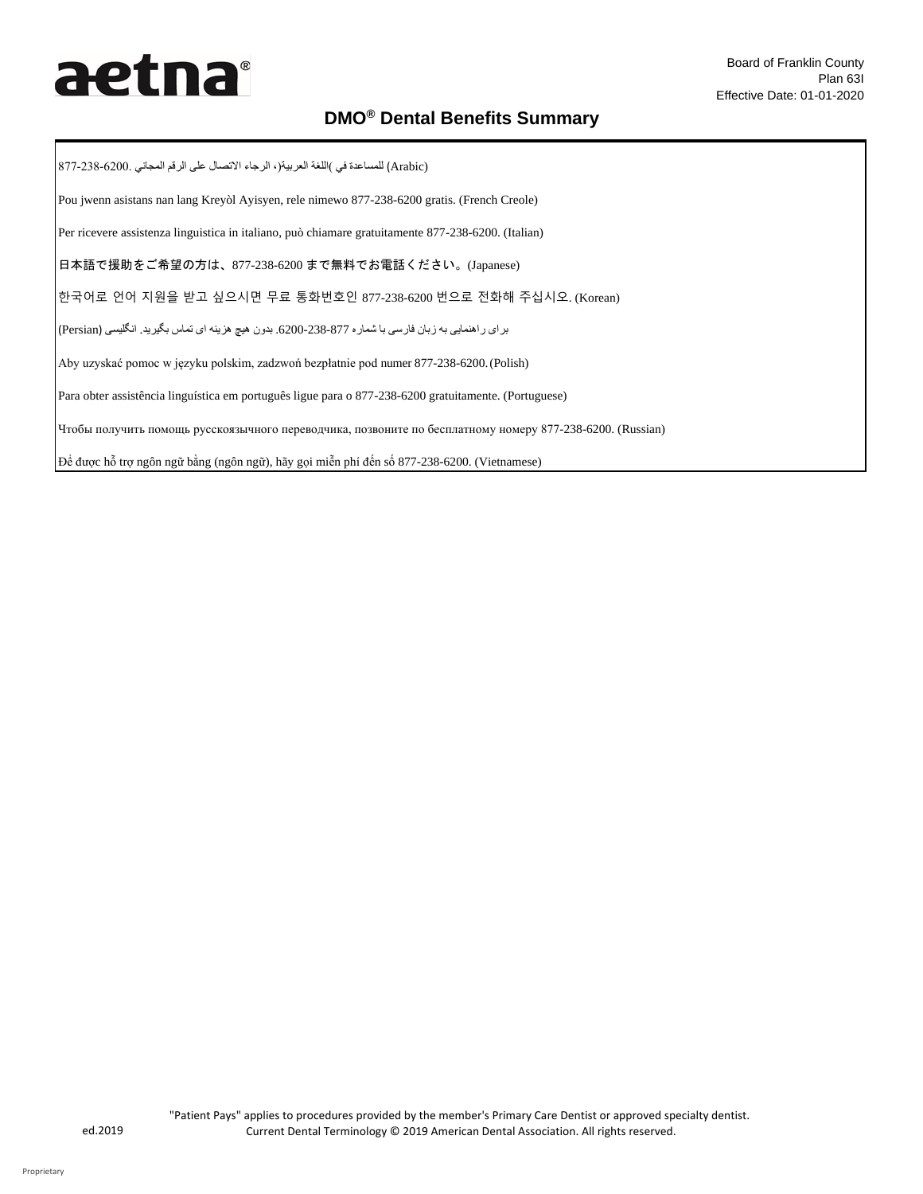Board of Franklin County
Plan 63I
Effective Date: 01-01-2020

# DMO® Dental Benefits Summary

877-238-6200. للمساعدة في )اللغة العربية(، الرجاء الاتصال على الرقم المجاني (Arabic)

Pou jwenn asistans nan lang Kreyòl Ayisyen, rele nimewo 877-238-6200 gratis. (French Creole)

Per ricevere assistenza linguistica in italiano, può chiamare gratuitamente 877-238-6200. (Italian)

日本語で援助をご希望の方は、877-238-6200 まで無料でお電話ください。(Japanese)

한국어로 언어 지원을 받고 싶으시면 무료 통화번호인 877-238-6200 번으로 전화해 주십시오. (Korean)

برای راهنمایی به زبان فارسی با شماره 877-238-6200. بدون هیچ هزینه ای تماس بگیرید. انگلیسی (Persian)

Aby uzyskać pomoc w języku polskim, zadzwoń bezpłatnie pod numer 877-238-6200. (Polish)

Para obter assistência linguística em português ligue para o 877-238-6200 gratuitamente. (Portuguese)

Чтобы получить помощь русскоязычного переводчика, позвоните по бесплатному номеру 877-238-6200. (Russian)

Để được hỗ trợ ngôn ngữ bằng (ngôn ngữ), hãy gọi miễn phí đến số 877-238-6200. (Vietnamese)

"Patient Pays" applies to procedures provided by the member's Primary Care Dentist or approved specialty dentist.

ed.2019 Current Dental Terminology © 2019 American Dental Association. All rights reserved.

Proprietary